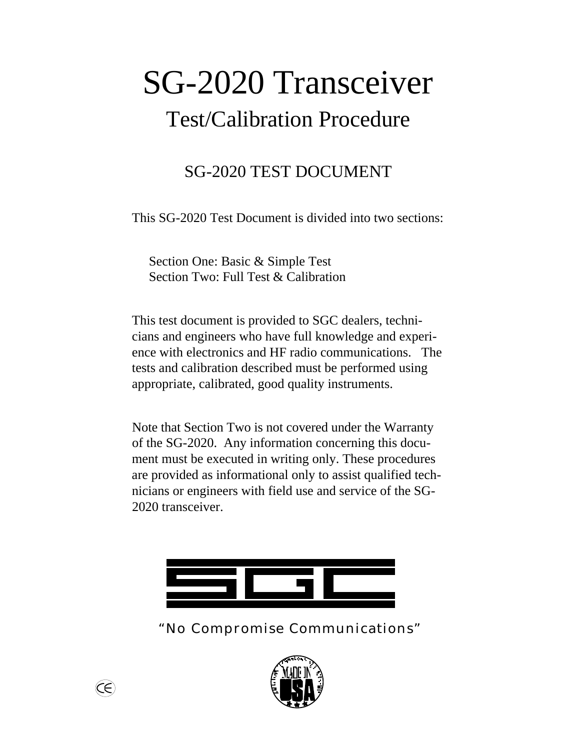# SG-2020 Transceiver

## Test/Calibration Procedure

### SG-2020 TEST DOCUMENT

This SG-2020 Test Document is divided into two sections:

Section One: Basic & Simple Test
Section Two: Full Test & Calibration

This test document is provided to SGC dealers, technicians and engineers who have full knowledge and experience with electronics and HF radio communications. The tests and calibration described must be performed using appropriate, calibrated, good quality instruments.

Note that Section Two is not covered under the Warranty of the SG-2020. Any information concerning this document must be executed in writing only. These procedures are provided as informational only to assist qualified technicians or engineers with field use and service of the SG-2020 transceiver.

SGC

"No Compromise Communications"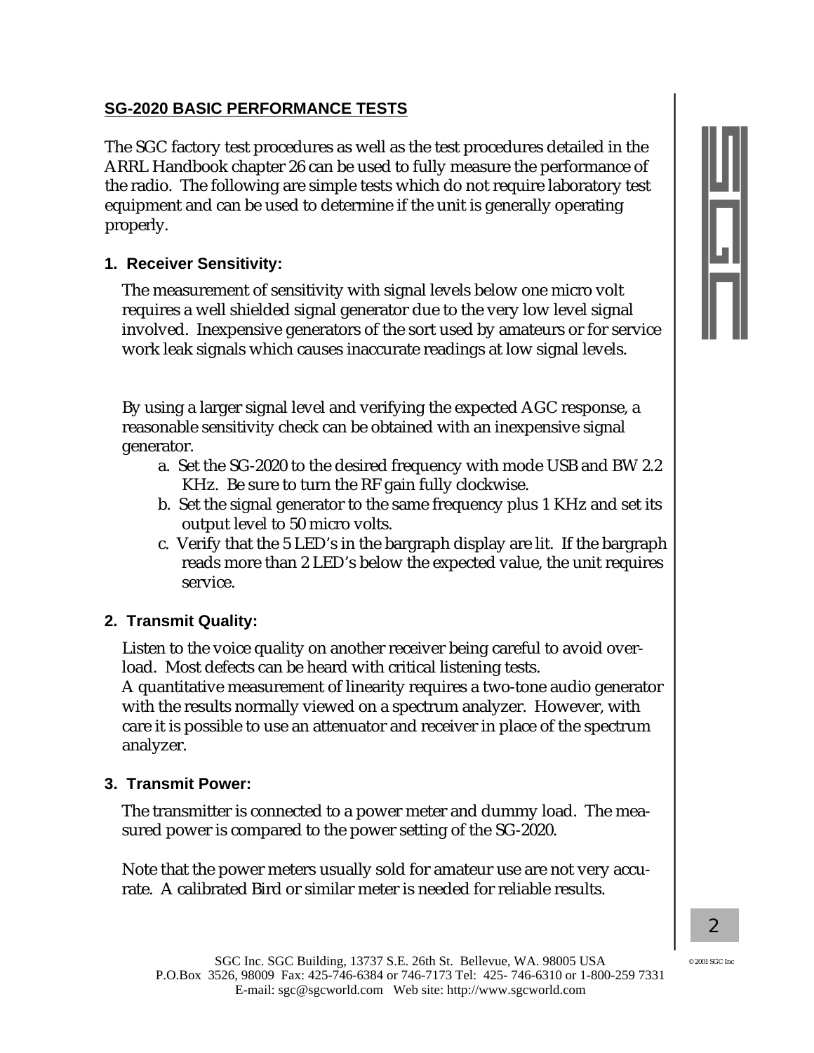## SG-2020 BASIC PERFORMANCE TESTS

The SGC factory test procedures as well as the test procedures detailed in the ARRL Handbook chapter 26 can be used to fully measure the performance of the radio. The following are simple tests which do not require laboratory test equipment and can be used to determine if the unit is generally operating properly.

### 1. Receiver Sensitivity:

The measurement of sensitivity with signal levels below one micro volt requires a well shielded signal generator due to the very low level signal involved. Inexpensive generators of the sort used by amateurs or for service work leak signals which causes inaccurate readings at low signal levels.

By using a larger signal level and verifying the expected AGC response, a reasonable sensitivity check can be obtained with an inexpensive signal generator.

a. Set the SG-2020 to the desired frequency with mode USB and BW 2.2 KHz. Be sure to turn the RF gain fully clockwise.
b. Set the signal generator to the same frequency plus 1 KHz and set its output level to 50 micro volts.
c. Verify that the 5 LED's in the bargraph display are lit. If the bargraph reads more than 2 LED's below the expected value, the unit requires service.

### 2. Transmit Quality:

Listen to the voice quality on another receiver being careful to avoid overload. Most defects can be heard with critical listening tests.
A quantitative measurement of linearity requires a two-tone audio generator with the results normally viewed on a spectrum analyzer. However, with care it is possible to use an attenuator and receiver in place of the spectrum analyzer.

### 3. Transmit Power:

The transmitter is connected to a power meter and dummy load. The measured power is compared to the power setting of the SG-2020.

Note that the power meters usually sold for amateur use are not very accurate. A calibrated Bird or similar meter is needed for reliable results.

SGC Inc. SGC Building, 13737 S.E. 26th St. Bellevue, WA. 98005 USA
P.O.Box 3526, 98009 Fax: 425-746-6384 or 746-7173 Tel: 425- 746-6310 or 1-800-259 7331
E-mail: sgc@sgcworld.com Web site: http://www.sgcworld.com

© 2001 SGC Inc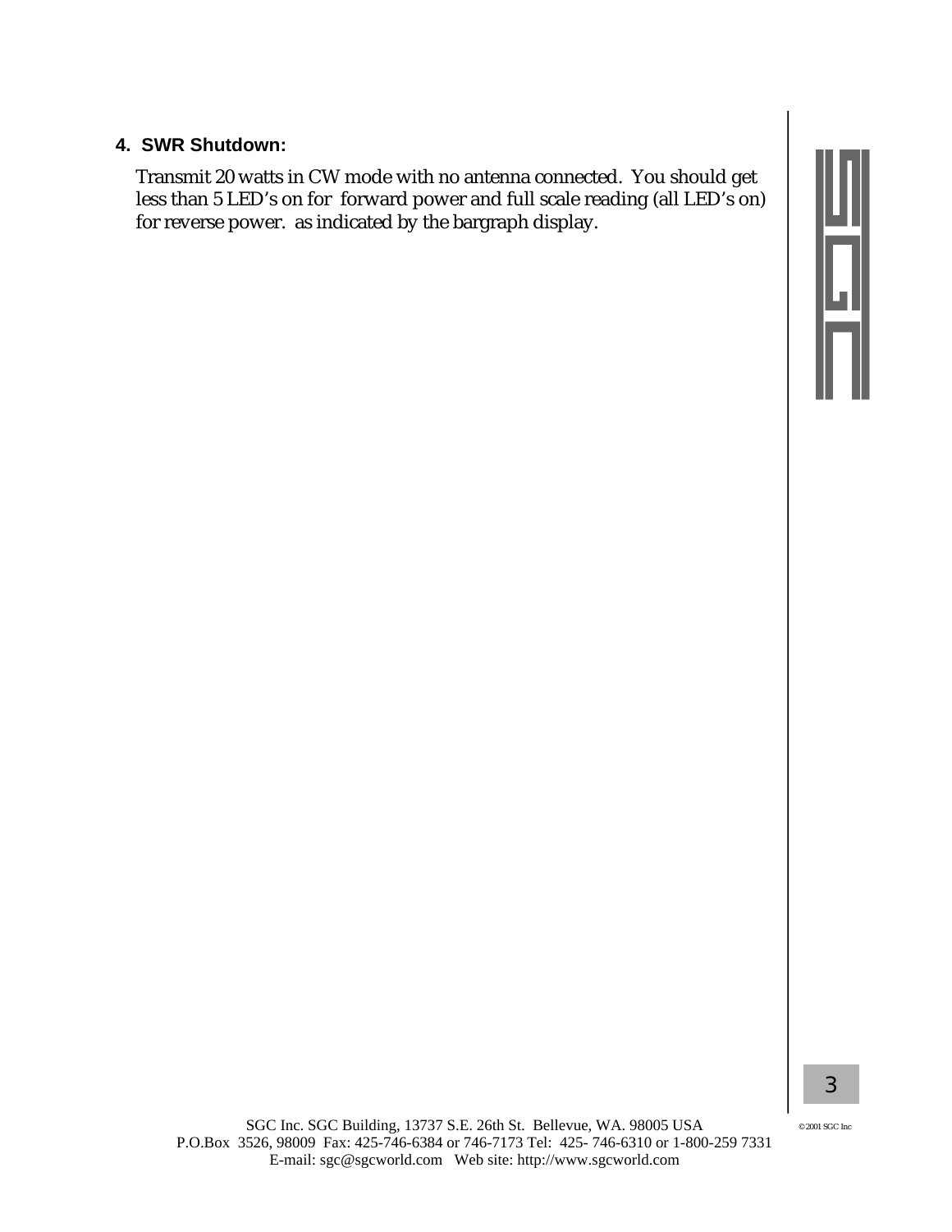### 4. SWR Shutdown:

Transmit 20 watts in CW mode with no antenna connected. You should get less than 5 LED's on for forward power and full scale reading (all LED's on) for reverse power. as indicated by the bargraph display.

SGC Inc. SGC Building, 13737 S.E. 26th St. Bellevue, WA. 98005 USA
P.O.Box 3526, 98009 Fax: 425-746-6384 or 746-7173 Tel: 425- 746-6310 or 1-800-259 7331
E-mail: sgc@sgcworld.com Web site: http://www.sgcworld.com

©2001 SGC Inc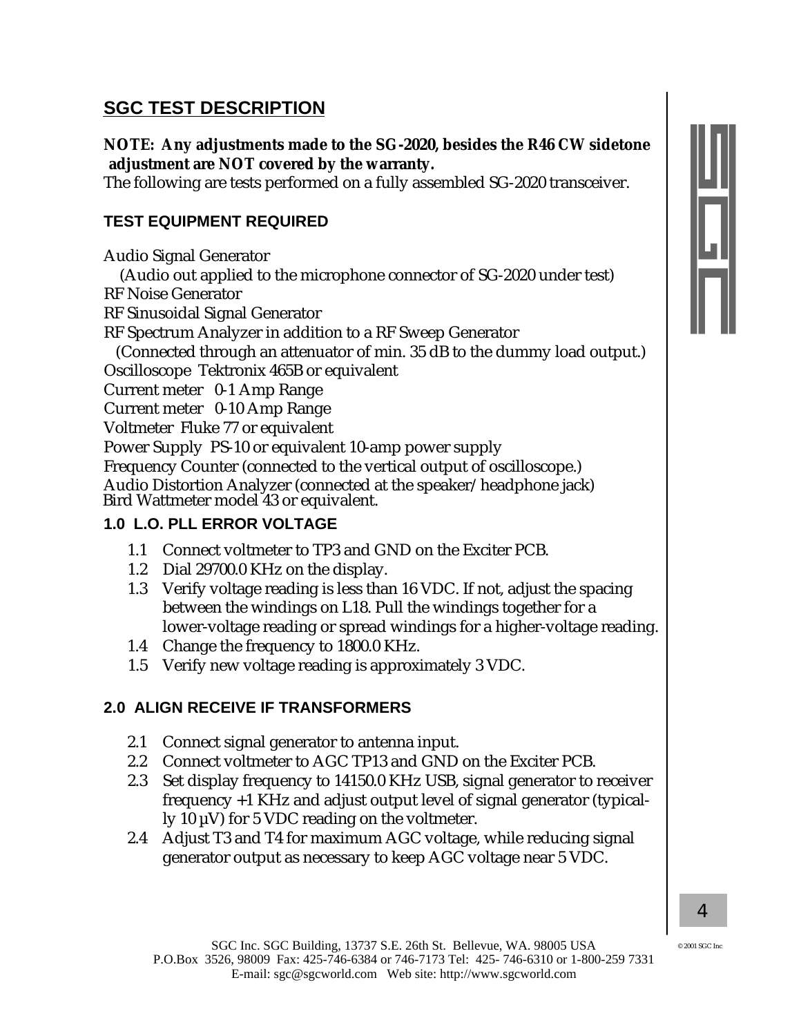## SGC TEST DESCRIPTION

***NOTE: Any adjustments made to the SG-2020, besides the R46 CW sidetone adjustment are NOT covered by the warranty.***

The following are tests performed on a fully assembled SG-2020 transceiver.

### TEST EQUIPMENT REQUIRED

Audio Signal Generator
(Audio out applied to the microphone connector of SG-2020 under test)
RF Noise Generator
RF Sinusoidal Signal Generator
RF Spectrum Analyzer in addition to a RF Sweep Generator
(Connected through an attenuator of min. 35 dB to the dummy load output.)
Oscilloscope Tektronix 465B or equivalent
Current meter 0-1 Amp Range
Current meter 0-10 Amp Range
Voltmeter Fluke 77 or equivalent
Power Supply PS-10 or equivalent 10-amp power supply
Frequency Counter (connected to the vertical output of oscilloscope.)
Audio Distortion Analyzer (connected at the speaker/headphone jack)
Bird Wattmeter model 43 or equivalent.

### 1.0 L.O. PLL ERROR VOLTAGE

1.1 Connect voltmeter to TP3 and GND on the Exciter PCB.
1.2 Dial 29700.0 KHz on the display.
1.3 Verify voltage reading is less than 16 VDC. If not, adjust the spacing between the windings on L18. Pull the windings together for a lower-voltage reading or spread windings for a higher-voltage reading.
1.4 Change the frequency to 1800.0 KHz.
1.5 Verify new voltage reading is approximately 3 VDC.

### 2.0 ALIGN RECEIVE IF TRANSFORMERS

2.1 Connect signal generator to antenna input.
2.2 Connect voltmeter to AGC TP13 and GND on the Exciter PCB.
2.3 Set display frequency to 14150.0 KHz USB, signal generator to receiver frequency +1 KHz and adjust output level of signal generator (typically 10 µV) for 5 VDC reading on the voltmeter.
2.4 Adjust T3 and T4 for maximum AGC voltage, while reducing signal generator output as necessary to keep AGC voltage near 5 VDC.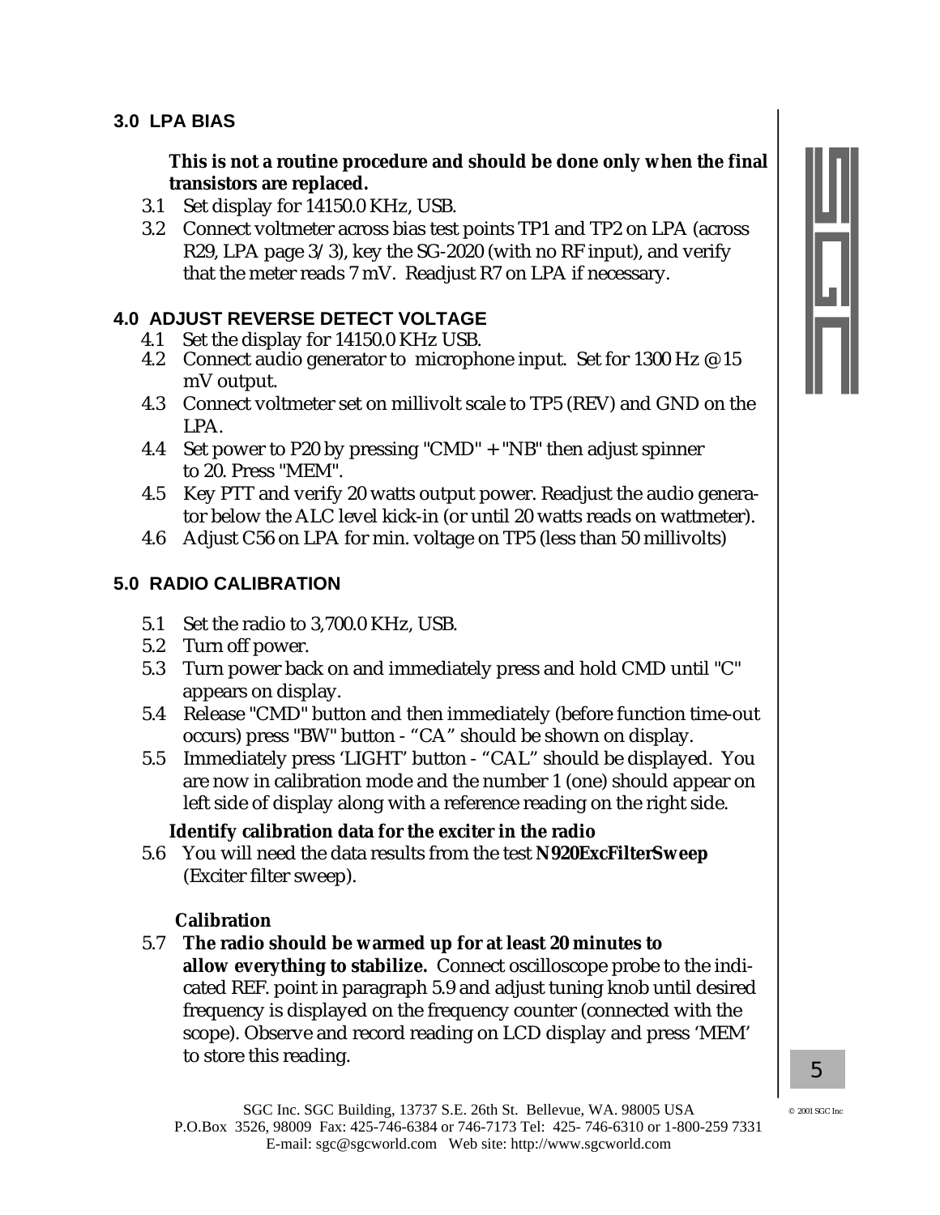### 3.0 LPA BIAS

**This is not a routine procedure and should be done only when the final transistors are replaced.**

3.1 Set display for 14150.0 KHz, USB.

3.2 Connect voltmeter across bias test points TP1 and TP2 on LPA (across R29, LPA page 3/3), key the SG-2020 (with no RF input), and verify that the meter reads 7 mV. Readjust R7 on LPA if necessary.

### 4.0 ADJUST REVERSE DETECT VOLTAGE

4.1 Set the display for 14150.0 KHz USB.

4.2 Connect audio generator to microphone input. Set for 1300 Hz @ 15 mV output.

4.3 Connect voltmeter set on millivolt scale to TP5 (REV) and GND on the LPA.

4.4 Set power to P20 by pressing "CMD" + "NB" then adjust spinner to 20. Press "MEM".

4.5 Key PTT and verify 20 watts output power. Readjust the audio generator below the ALC level kick-in (or until 20 watts reads on wattmeter).

4.6 Adjust C56 on LPA for min. voltage on TP5 (less than 50 millivolts)

### 5.0 RADIO CALIBRATION

5.1 Set the radio to 3,700.0 KHz, USB.

5.2 Turn off power.

5.3 Turn power back on and immediately press and hold CMD until "C" appears on display.

5.4 Release "CMD" button and then immediately (before function time-out occurs) press "BW" button - “CA” should be shown on display.

5.5 Immediately press ‘LIGHT’ button - “CAL” should be displayed. You are now in calibration mode and the number 1 (one) should appear on left side of display along with a reference reading on the right side.

**Identify calibration data for the exciter in the radio**

5.6 You will need the data results from the test **N920ExcFilterSweep** (Exciter filter sweep).

**Calibration**

5.7 **The radio should be warmed up for at least 20 minutes to allow everything to stabilize.** Connect oscilloscope probe to the indicated REF. point in paragraph 5.9 and adjust tuning knob until desired frequency is displayed on the frequency counter (connected with the scope). Observe and record reading on LCD display and press ‘MEM’ to store this reading.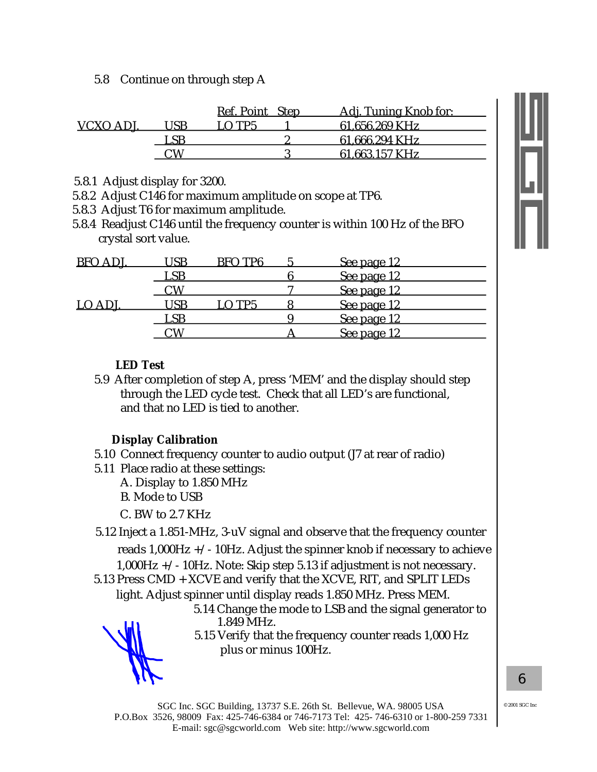5.8 Continue on through step A

| | | Ref. Point | Step | Adj. Tuning Knob for: |
|---|---|---|---|---|
| VCXO ADJ. | USB | LO TP5 | 1 | 61,656.269 KHz |
| | LSB | | 2 | 61,666.294 KHz |
| | CW | | 3 | 61,663.157 KHz |

5.8.1 Adjust display for 3200.

5.8.2 Adjust C146 for maximum amplitude on scope at TP6.

5.8.3 Adjust T6 for maximum amplitude.

5.8.4 Readjust C146 until the frequency counter is within 100 Hz of the BFO crystal sort value.

| | | | | |
|---|---|---|---|---|
| BFO ADJ. | USB | BFO TP6 | 5 | See page 12 |
| | LSB | | 6 | See page 12 |
| | CW | | 7 | See page 12 |
| LO ADJ. | USB | LO TP5 | 8 | See page 12 |
| | LSB | | 9 | See page 12 |
| | CW | | A | See page 12 |

**LED Test**

5.9 After completion of step A, press 'MEM' and the display should step through the LED cycle test. Check that all LED's are functional, and that no LED is tied to another.

**Display Calibration**

5.10 Connect frequency counter to audio output (J7 at rear of radio)

5.11 Place radio at these settings:

A. Display to 1.850 MHz

B. Mode to USB

C. BW to 2.7 KHz

5.12 Inject a 1.851-MHz, 3-uV signal and observe that the frequency counter reads 1,000Hz +/- 10Hz. Adjust the spinner knob if necessary to achieve 1,000Hz +/- 10Hz. Note: Skip step 5.13 if adjustment is not necessary.

5.13 Press CMD + XCVE and verify that the XCVE, RIT, and SPLIT LEDs light. Adjust spinner until display reads 1.850 MHz. Press MEM.

5.14 Change the mode to LSB and the signal generator to 1.849 MHz.

5.15 Verify that the frequency counter reads 1,000 Hz plus or minus 100Hz.

SGC Inc. SGC Building, 13737 S.E. 26th St. Bellevue, WA. 98005 USA
P.O.Box 3526, 98009 Fax: 425-746-6384 or 746-7173 Tel: 425- 746-6310 or 1-800-259 7331
E-mail: sgc@sgcworld.com Web site: http://www.sgcworld.com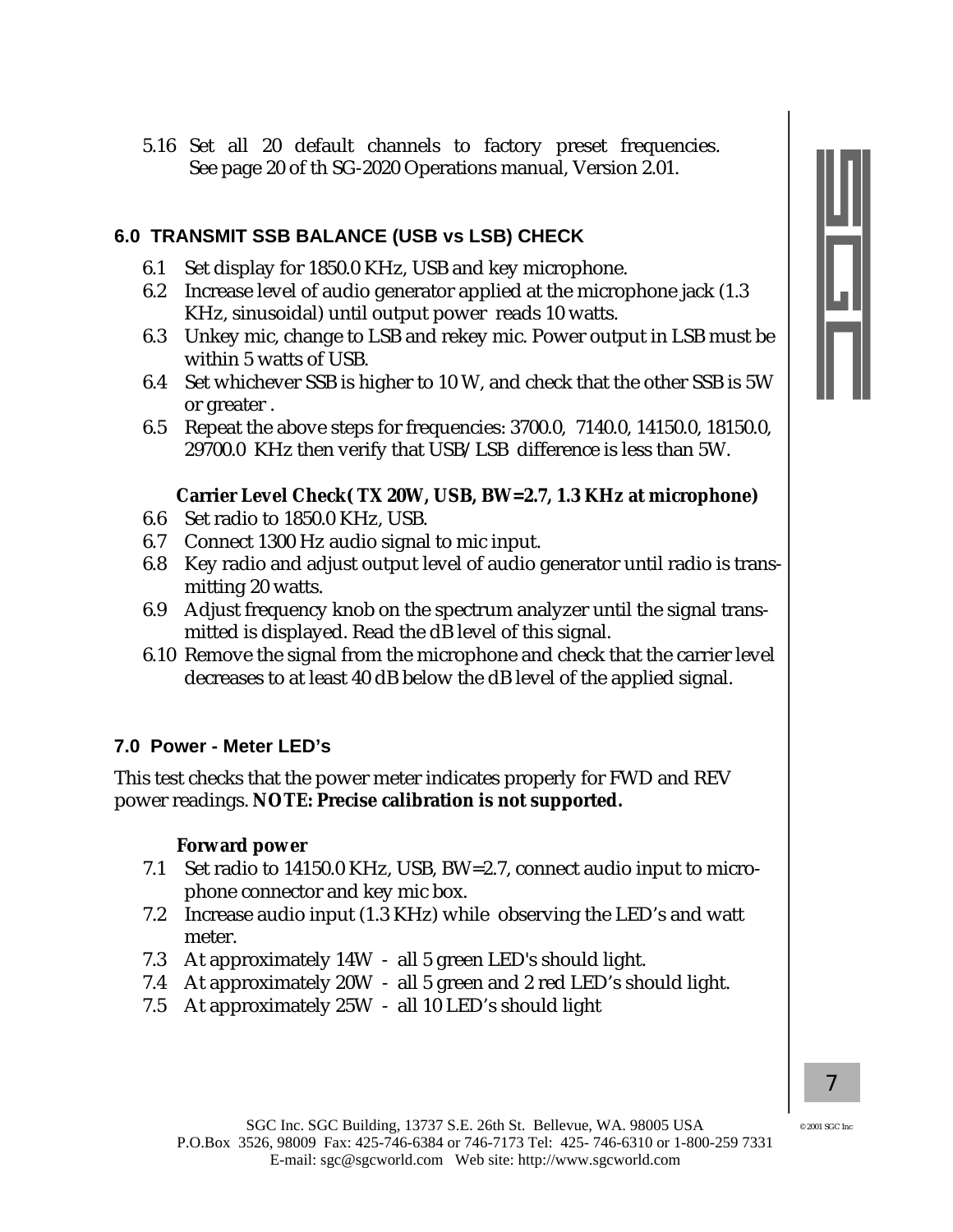5.16 Set all 20 default channels to factory preset frequencies. See page 20 of th SG-2020 Operations manual, Version 2.01.

## 6.0 TRANSMIT SSB BALANCE (USB vs LSB) CHECK

6.1 Set display for 1850.0 KHz, USB and key microphone.

6.2 Increase level of audio generator applied at the microphone jack (1.3 KHz, sinusoidal) until output power reads 10 watts.

6.3 Unkey mic, change to LSB and rekey mic. Power output in LSB must be within 5 watts of USB.

6.4 Set whichever SSB is higher to 10 W, and check that the other SSB is 5W or greater .

6.5 Repeat the above steps for frequencies: 3700.0, 7140.0, 14150.0, 18150.0, 29700.0 KHz then verify that USB/LSB difference is less than 5W.

**Carrier Level Check( TX 20W, USB, BW=2.7, 1.3 KHz at microphone)**

6.6 Set radio to 1850.0 KHz, USB.

6.7 Connect 1300 Hz audio signal to mic input.

6.8 Key radio and adjust output level of audio generator until radio is transmitting 20 watts.

6.9 Adjust frequency knob on the spectrum analyzer until the signal transmitted is displayed. Read the dB level of this signal.

6.10 Remove the signal from the microphone and check that the carrier level decreases to at least 40 dB below the dB level of the applied signal.

## 7.0 Power - Meter LED's

This test checks that the power meter indicates properly for FWD and REV power readings. **NOTE: Precise calibration is not supported.**

**Forward power**

7.1 Set radio to 14150.0 KHz, USB, BW=2.7, connect audio input to microphone connector and key mic box.

7.2 Increase audio input (1.3 KHz) while observing the LED's and watt meter.

7.3 At approximately 14W - all 5 green LED's should light.

7.4 At approximately 20W - all 5 green and 2 red LED's should light.

7.5 At approximately 25W - all 10 LED's should light

SGC Inc. SGC Building, 13737 S.E. 26th St. Bellevue, WA. 98005 USA
P.O.Box 3526, 98009 Fax: 425-746-6384 or 746-7173 Tel: 425- 746-6310 or 1-800-259 7331
E-mail: sgc@sgcworld.com Web site: http://www.sgcworld.com

© 2001 SGC Inc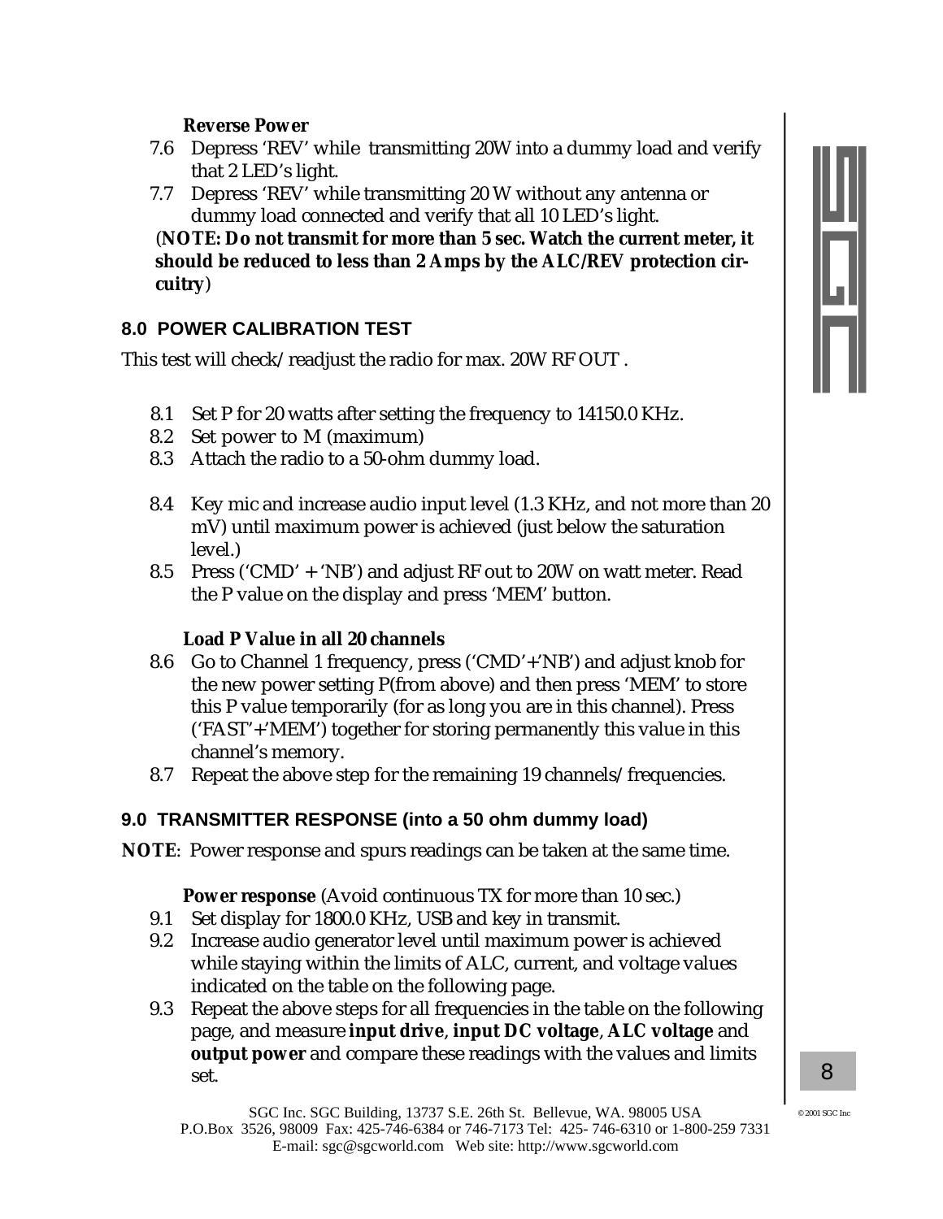**Reverse Power**

7.6 Depress 'REV' while transmitting 20W into a dummy load and verify that 2 LED's light.

7.7 Depress 'REV' while transmitting 20 W without any antenna or dummy load connected and verify that all 10 LED's light.

(**NOTE: Do not transmit for more than 5 sec. Watch the current meter, it should be reduced to less than 2 Amps by the ALC/REV protection circuitry**)

## 8.0 POWER CALIBRATION TEST

This test will check/readjust the radio for max. 20W RF OUT .

8.1 Set P for 20 watts after setting the frequency to 14150.0 KHz.

8.2 Set power to M (maximum)

8.3 Attach the radio to a 50-ohm dummy load.

8.4 Key mic and increase audio input level (1.3 KHz, and not more than 20 mV) until maximum power is achieved (just below the saturation level.)

8.5 Press ('CMD' + 'NB') and adjust RF out to 20W on watt meter. Read the P value on the display and press 'MEM' button.

**Load P Value in all 20 channels**

8.6 Go to Channel 1 frequency, press ('CMD'+'NB') and adjust knob for the new power setting P(from above) and then press 'MEM' to store this P value temporarily (for as long you are in this channel). Press ('FAST'+'MEM') together for storing permanently this value in this channel's memory.

8.7 Repeat the above step for the remaining 19 channels/frequencies.

## 9.0 TRANSMITTER RESPONSE (into a 50 ohm dummy load)

**NOTE**: Power response and spurs readings can be taken at the same time.

**Power response** (Avoid continuous TX for more than 10 sec.)

9.1 Set display for 1800.0 KHz, USB and key in transmit.

9.2 Increase audio generator level until maximum power is achieved while staying within the limits of ALC, current, and voltage values indicated on the table on the following page.

9.3 Repeat the above steps for all frequencies in the table on the following page, and measure **input drive**, **input DC voltage**, **ALC voltage** and **output power** and compare these readings with the values and limits set.

SGC Inc. SGC Building, 13737 S.E. 26th St. Bellevue, WA. 98005 USA
P.O.Box 3526, 98009 Fax: 425-746-6384 or 746-7173 Tel: 425- 746-6310 or 1-800-259 7331
E-mail: sgc@sgcworld.com Web site: http://www.sgcworld.com

© 2001 SGC Inc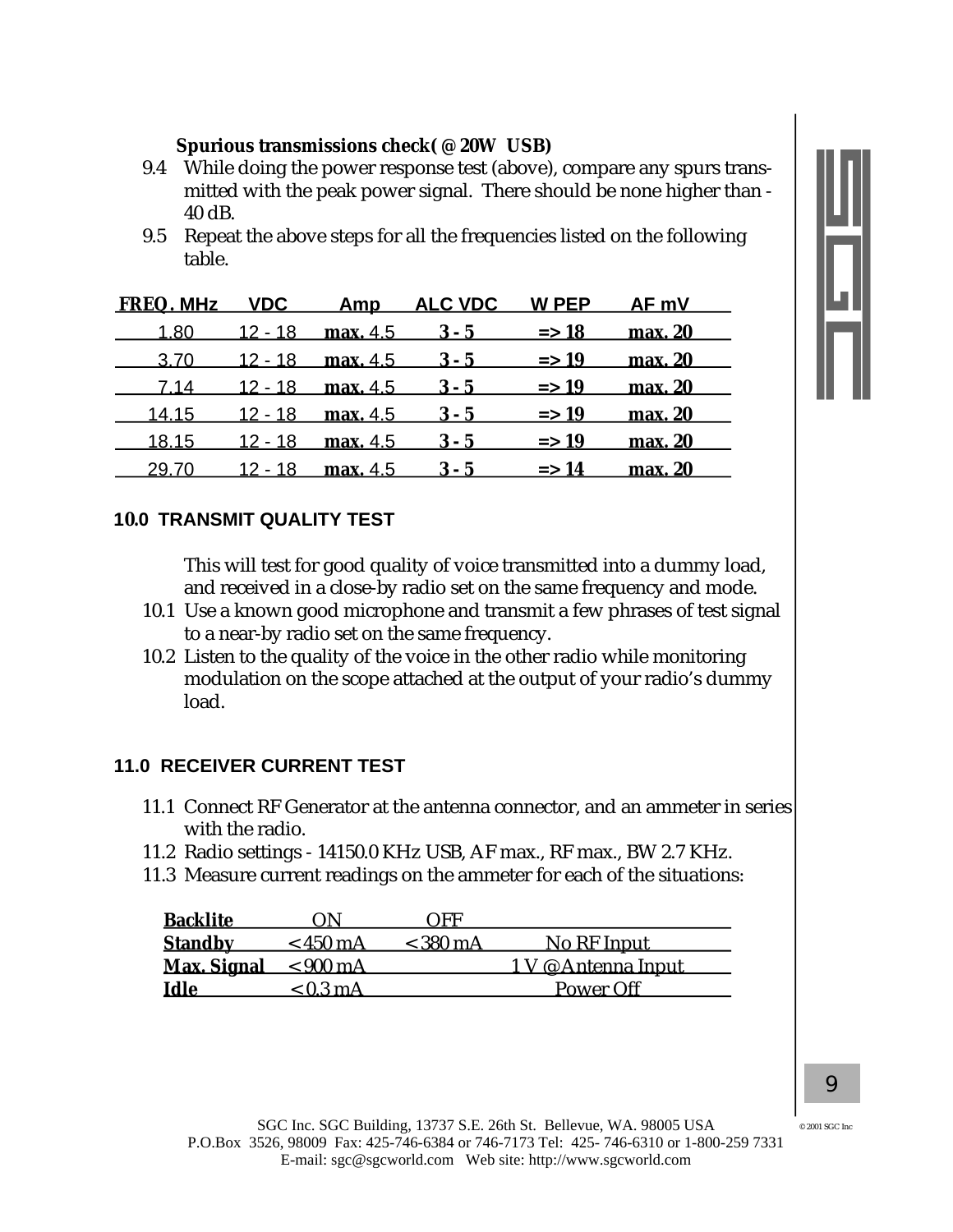**Spurious transmissions check( @ 20W USB)**

9.4 While doing the power response test (above), compare any spurs transmitted with the peak power signal. There should be none higher than -40 dB.

9.5 Repeat the above steps for all the frequencies listed on the following table.

| FREQ. MHz | VDC | Amp | ALC VDC | W PEP | AF mV |
|---|---|---|---|---|---|
| 1.80 | 12 - 18 | **max.** 4.5 | **3 - 5** | **=> 18** | **max. 20** |
| 3.70 | 12 - 18 | **max.** 4.5 | **3 - 5** | **=> 19** | **max. 20** |
| 7.14 | 12 - 18 | **max.** 4.5 | **3 - 5** | **=> 19** | **max. 20** |
| 14.15 | 12 - 18 | **max.** 4.5 | **3 - 5** | **=> 19** | **max. 20** |
| 18.15 | 12 - 18 | **max.** 4.5 | **3 - 5** | **=> 19** | **max. 20** |
| 29.70 | 12 - 18 | **max.** 4.5 | **3 - 5** | **=> 14** | **max. 20** |

## 10.0 TRANSMIT QUALITY TEST

This will test for good quality of voice transmitted into a dummy load, and received in a close-by radio set on the same frequency and mode.

10.1 Use a known good microphone and transmit a few phrases of test signal to a near-by radio set on the same frequency.

10.2 Listen to the quality of the voice in the other radio while monitoring modulation on the scope attached at the output of your radio's dummy load.

## 11.0 RECEIVER CURRENT TEST

11.1 Connect RF Generator at the antenna connector, and an ammeter in series with the radio.

11.2 Radio settings - 14150.0 KHz USB, AF max., RF max., BW 2.7 KHz.

11.3 Measure current readings on the ammeter for each of the situations:

| **Backlite** | ON | OFF | |
|---|---|---|---|
| **Standby** | < 450 mA | < 380 mA | No RF Input |
| **Max. Signal** | < 900 mA | | 1 V @ Antenna Input |
| **Idle** | < 0.3 mA | | Power Off |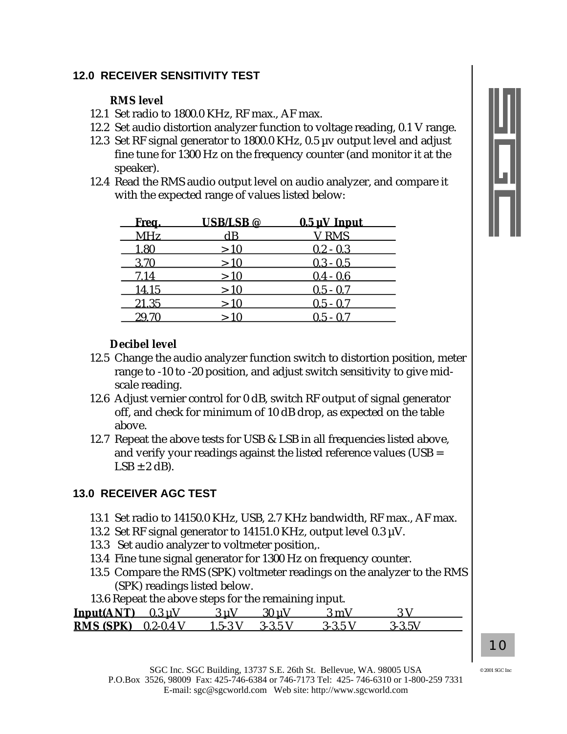## 12.0 RECEIVER SENSITIVITY TEST

***RMS level***

12.1 Set radio to 1800.0 KHz, RF max., AF max.
12.2 Set audio distortion analyzer function to voltage reading, 0.1 V range.
12.3 Set RF signal generator to 1800.0 KHz, 0.5 µv output level and adjust fine tune for 1300 Hz on the frequency counter (and monitor it at the speaker).
12.4 Read the RMS audio output level on audio analyzer, and compare it with the expected range of values listed below:

| Freq. | USB/LSB @ | 0.5 µV Input |
|---|---|---|
| MHz | dB | V RMS |
| 1.80 | > 10 | 0.2 - 0.3 |
| 3.70 | > 10 | 0.3 - 0.5 |
| 7.14 | > 10 | 0.4 - 0.6 |
| 14.15 | > 10 | 0.5 - 0.7 |
| 21.35 | > 10 | 0.5 - 0.7 |
| 29.70 | > 10 | 0.5 - 0.7 |

***Decibel level***

12.5 Change the audio analyzer function switch to distortion position, meter range to -10 to -20 position, and adjust switch sensitivity to give mid-scale reading.
12.6 Adjust vernier control for 0 dB, switch RF output of signal generator off, and check for minimum of 10 dB drop, as expected on the table above.
12.7 Repeat the above tests for USB & LSB in all frequencies listed above, and verify your readings against the listed reference values (USB = LSB ± 2 dB).

## 13.0 RECEIVER AGC TEST

13.1 Set radio to 14150.0 KHz, USB, 2.7 KHz bandwidth, RF max., AF max.
13.2 Set RF signal generator to 14151.0 KHz, output level 0.3 µV.
13.3 Set audio analyzer to voltmeter position,.
13.4 Fine tune signal generator for 1300 Hz on frequency counter.
13.5 Compare the RMS (SPK) voltmeter readings on the analyzer to the RMS (SPK) readings listed below.
13.6 Repeat the above steps for the remaining input.

| **Input(ANT)** | 0.3 µV | 3 µV | 30 µV | 3 mV | 3 V |
|---|---|---|---|---|---|
| **RMS (SPK)** | 0.2-0.4 V | 1.5-3 V | 3-3.5 V | 3-3.5 V | 3-3.5V |

SGC Inc. SGC Building, 13737 S.E. 26th St. Bellevue, WA. 98005 USA
P.O.Box 3526, 98009 Fax: 425-746-6384 or 746-7173 Tel: 425- 746-6310 or 1-800-259 7331
E-mail: sgc@sgcworld.com Web site: http://www.sgcworld.com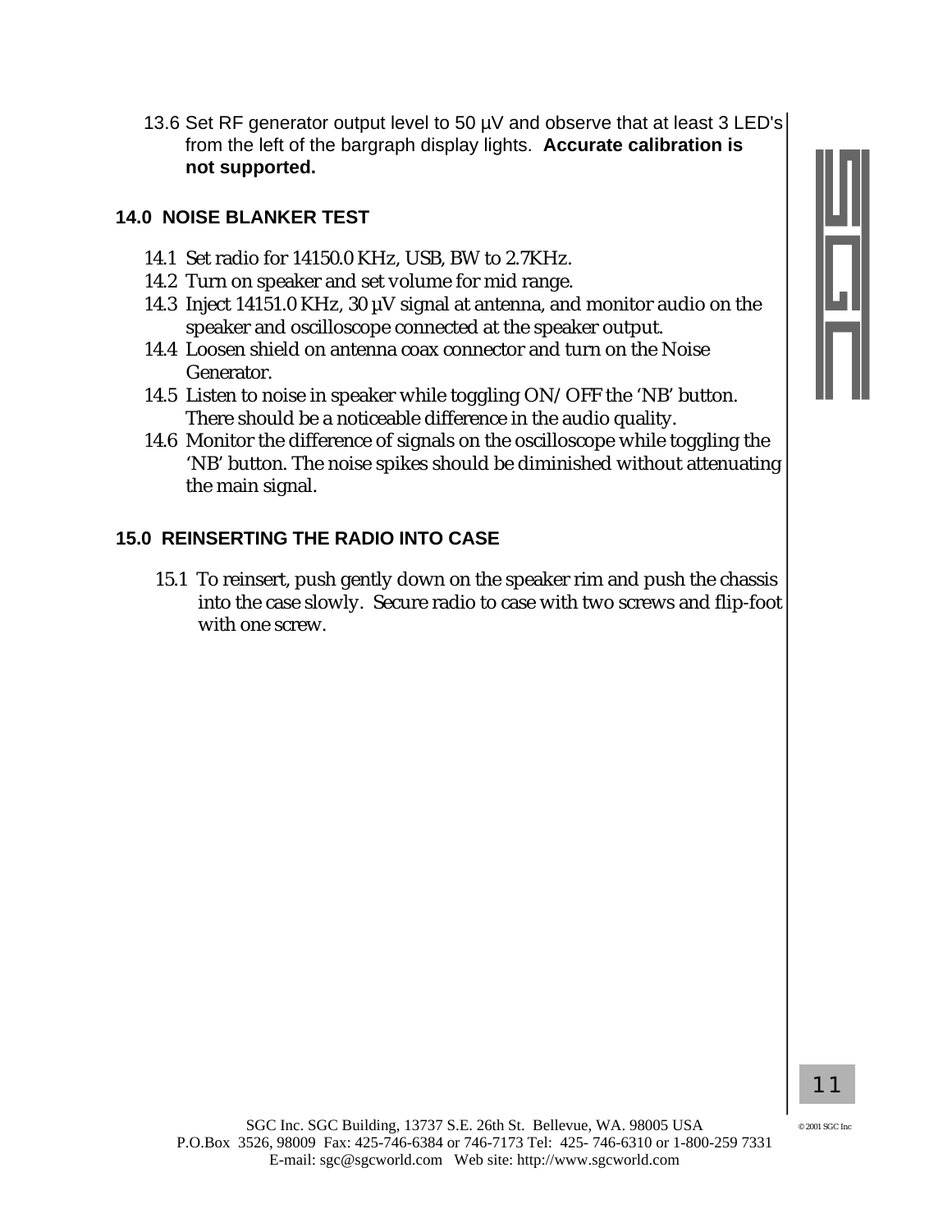13.6 Set RF generator output level to 50 µV and observe that at least 3 LED's from the left of the bargraph display lights. **Accurate calibration is not supported.**

## 14.0 NOISE BLANKER TEST

14.1 Set radio for 14150.0 KHz, USB, BW to 2.7KHz.
14.2 Turn on speaker and set volume for mid range.
14.3 Inject 14151.0 KHz, 30 µV signal at antenna, and monitor audio on the speaker and oscilloscope connected at the speaker output.
14.4 Loosen shield on antenna coax connector and turn on the Noise Generator.
14.5 Listen to noise in speaker while toggling ON/OFF the 'NB' button. There should be a noticeable difference in the audio quality.
14.6 Monitor the difference of signals on the oscilloscope while toggling the 'NB' button. The noise spikes should be diminished without attenuating the main signal.

## 15.0 REINSERTING THE RADIO INTO CASE

15.1 To reinsert, push gently down on the speaker rim and push the chassis into the case slowly. Secure radio to case with two screws and flip-foot with one screw.

SGC Inc. SGC Building, 13737 S.E. 26th St. Bellevue, WA. 98005 USA
P.O.Box 3526, 98009 Fax: 425-746-6384 or 746-7173 Tel: 425- 746-6310 or 1-800-259 7331
E-mail: sgc@sgcworld.com Web site: http://www.sgcworld.com

© 2001 SGC Inc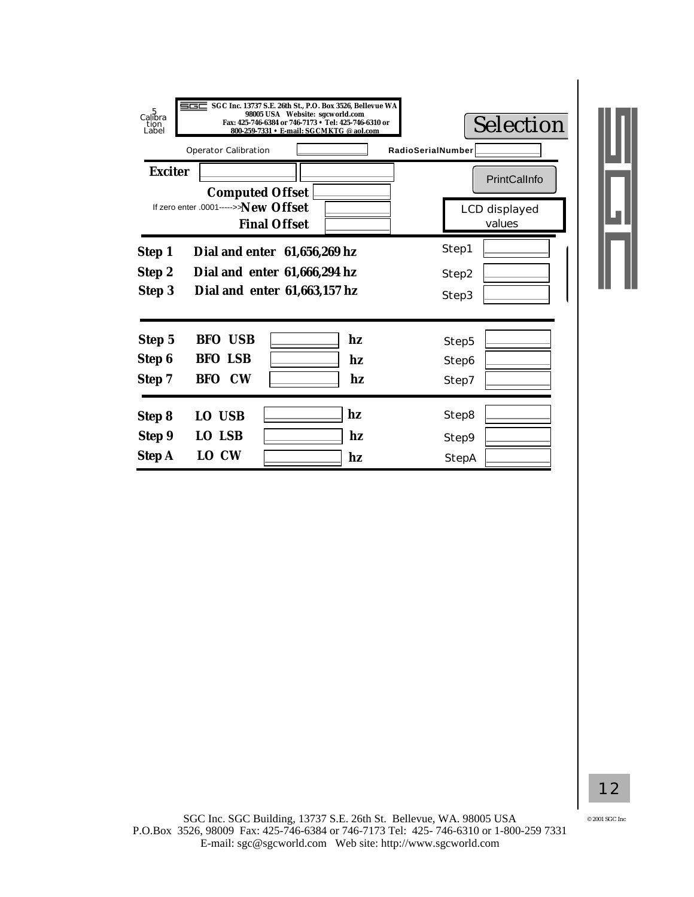5 Calibration Label

**SGC Inc. 13737 S.E. 26th St., P.O. Box 3526, Bellevue WA 98005 USA Website: sgcworld.com Fax: 425-746-6384 or 746-7173 • Tel: 425-746-6310 or 800-259-7331 • E-mail: SGCMKTG @ aol.com**

Selection

Operator Calibration ________ RadioSerialNumber ________

**Exciter** ________ ________

PrintCalInfo

**Computed Offset** ________

If zero enter .0001----->> **New Offset** ________

**Final Offset** ________

LCD displayed values

| | | | |
|---|---|---|---|
| **Step 1** | **Dial and enter 61,656,269 hz** | Step1 | ________ |
| **Step 2** | **Dial and enter 61,666,294 hz** | Step2 | ________ |
| **Step 3** | **Dial and enter 61,663,157 hz** | Step3 | ________ |

| | | | | | |
|---|---|---|---|---|---|
| **Step 5** | **BFO USB** | ________ | **hz** | Step5 | ________ |
| **Step 6** | **BFO LSB** | ________ | **hz** | Step6 | ________ |
| **Step 7** | **BFO CW** | ________ | **hz** | Step7 | ________ |
| **Step 8** | **LO USB** | ________ | **hz** | Step8 | ________ |
| **Step 9** | **LO LSB** | ________ | **hz** | Step9 | ________ |
| **Step A** | **LO CW** | ________ | **hz** | StepA | ________ |

SGC Inc. SGC Building, 13737 S.E. 26th St. Bellevue, WA. 98005 USA
P.O.Box 3526, 98009 Fax: 425-746-6384 or 746-7173 Tel: 425- 746-6310 or 1-800-259 7331
E-mail: sgc@sgcworld.com Web site: http://www.sgcworld.com

© 2001 SGC Inc